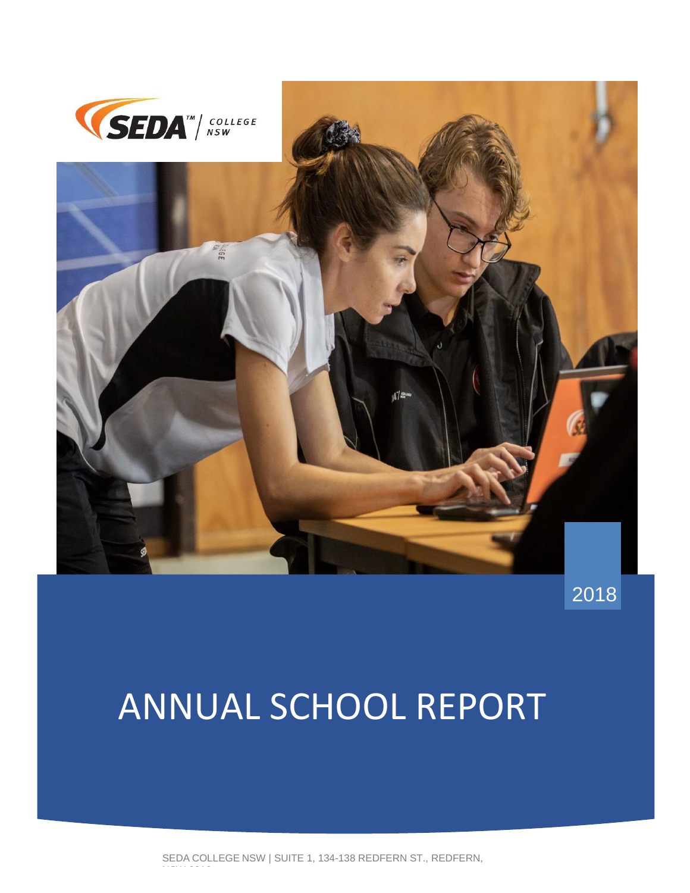SEDA™ | COLLEGE NSW

2018

# ANNUAL SCHOOL REPORT

SEDA COLLEGE NSW | SUITE 1, 134-138 REDFERN ST., REDFERN, NSW 2016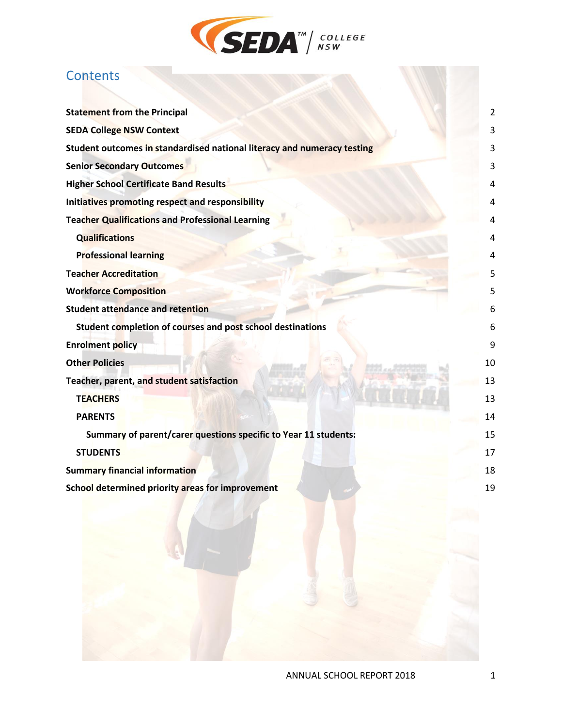# Contents

| | |
|---|---|
| **Statement from the Principal** | 2 |
| **SEDA College NSW Context** | 3 |
| **Student outcomes in standardised national literacy and numeracy testing** | 3 |
| **Senior Secondary Outcomes** | 3 |
| **Higher School Certificate Band Results** | 4 |
| **Initiatives promoting respect and responsibility** | 4 |
| **Teacher Qualifications and Professional Learning** | 4 |
| **Qualifications** | 4 |
| **Professional learning** | 4 |
| **Teacher Accreditation** | 5 |
| **Workforce Composition** | 5 |
| **Student attendance and retention** | 6 |
| **Student completion of courses and post school destinations** | 6 |
| **Enrolment policy** | 9 |
| **Other Policies** | 10 |
| **Teacher, parent, and student satisfaction** | 13 |
| **TEACHERS** | 13 |
| **PARENTS** | 14 |
| **Summary of parent/carer questions specific to Year 11 students:** | 15 |
| **STUDENTS** | 17 |
| **Summary financial information** | 18 |
| **School determined priority areas for improvement** | 19 |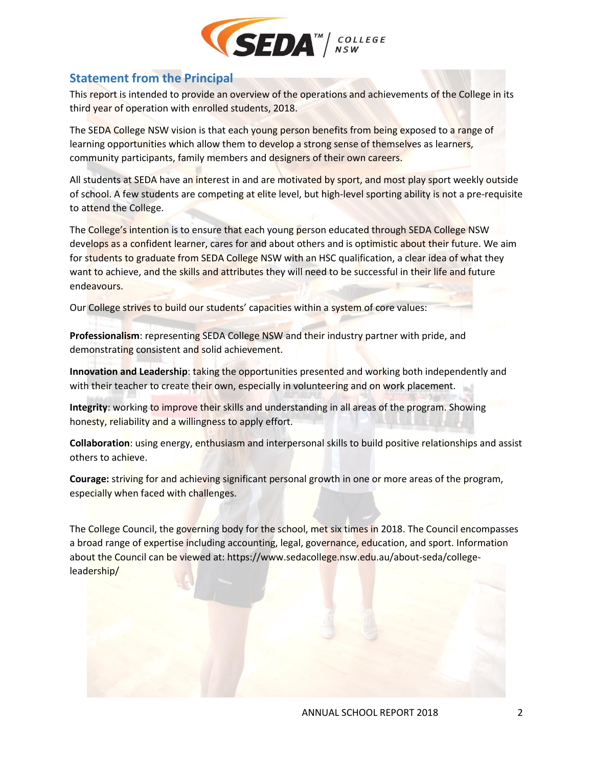## Statement from the Principal

This report is intended to provide an overview of the operations and achievements of the College in its third year of operation with enrolled students, 2018.

The SEDA College NSW vision is that each young person benefits from being exposed to a range of learning opportunities which allow them to develop a strong sense of themselves as learners, community participants, family members and designers of their own careers.

All students at SEDA have an interest in and are motivated by sport, and most play sport weekly outside of school. A few students are competing at elite level, but high-level sporting ability is not a pre-requisite to attend the College.

The College's intention is to ensure that each young person educated through SEDA College NSW develops as a confident learner, cares for and about others and is optimistic about their future. We aim for students to graduate from SEDA College NSW with an HSC qualification, a clear idea of what they want to achieve, and the skills and attributes they will need to be successful in their life and future endeavours.

Our College strives to build our students' capacities within a system of core values:

**Professionalism**: representing SEDA College NSW and their industry partner with pride, and demonstrating consistent and solid achievement.

**Innovation and Leadership**: taking the opportunities presented and working both independently and with their teacher to create their own, especially in volunteering and on work placement.

**Integrity**: working to improve their skills and understanding in all areas of the program. Showing honesty, reliability and a willingness to apply effort.

**Collaboration**: using energy, enthusiasm and interpersonal skills to build positive relationships and assist others to achieve.

**Courage:** striving for and achieving significant personal growth in one or more areas of the program, especially when faced with challenges.

The College Council, the governing body for the school, met six times in 2018. The Council encompasses a broad range of expertise including accounting, legal, governance, education, and sport. Information about the Council can be viewed at: https://www.sedacollege.nsw.edu.au/about-seda/college-leadership/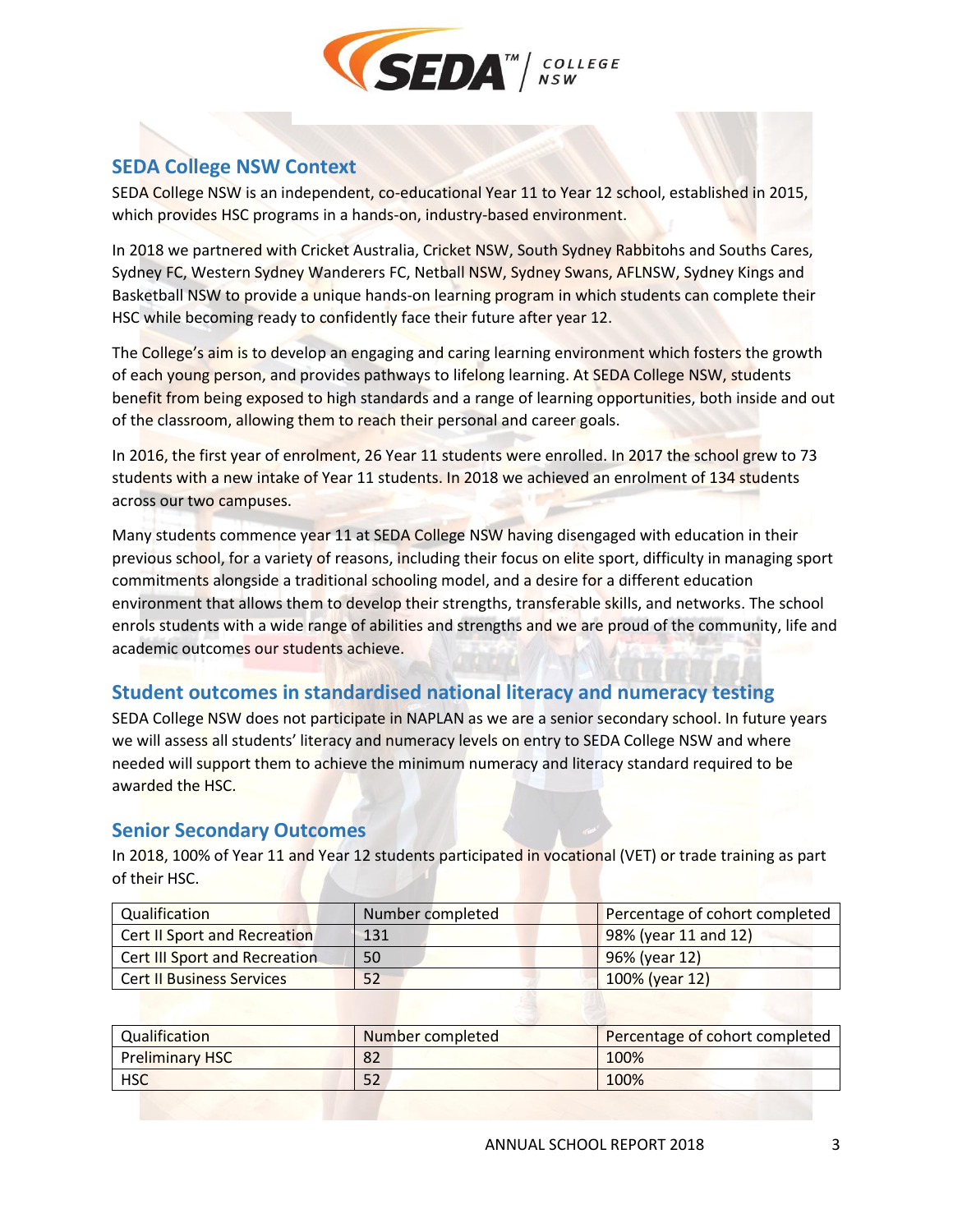## SEDA College NSW Context

SEDA College NSW is an independent, co-educational Year 11 to Year 12 school, established in 2015, which provides HSC programs in a hands-on, industry-based environment.

In 2018 we partnered with Cricket Australia, Cricket NSW, South Sydney Rabbitohs and Souths Cares, Sydney FC, Western Sydney Wanderers FC, Netball NSW, Sydney Swans, AFLNSW, Sydney Kings and Basketball NSW to provide a unique hands-on learning program in which students can complete their HSC while becoming ready to confidently face their future after year 12.

The College's aim is to develop an engaging and caring learning environment which fosters the growth of each young person, and provides pathways to lifelong learning. At SEDA College NSW, students benefit from being exposed to high standards and a range of learning opportunities, both inside and out of the classroom, allowing them to reach their personal and career goals.

In 2016, the first year of enrolment, 26 Year 11 students were enrolled. In 2017 the school grew to 73 students with a new intake of Year 11 students. In 2018 we achieved an enrolment of 134 students across our two campuses.

Many students commence year 11 at SEDA College NSW having disengaged with education in their previous school, for a variety of reasons, including their focus on elite sport, difficulty in managing sport commitments alongside a traditional schooling model, and a desire for a different education environment that allows them to develop their strengths, transferable skills, and networks. The school enrols students with a wide range of abilities and strengths and we are proud of the community, life and academic outcomes our students achieve.

## Student outcomes in standardised national literacy and numeracy testing

SEDA College NSW does not participate in NAPLAN as we are a senior secondary school. In future years we will assess all students' literacy and numeracy levels on entry to SEDA College NSW and where needed will support them to achieve the minimum numeracy and literacy standard required to be awarded the HSC.

## Senior Secondary Outcomes

In 2018, 100% of Year 11 and Year 12 students participated in vocational (VET) or trade training as part of their HSC.

| Qualification | Number completed | Percentage of cohort completed |
|---|---|---|
| Cert II Sport and Recreation | 131 | 98% (year 11 and 12) |
| Cert III Sport and Recreation | 50 | 96% (year 12) |
| Cert II Business Services | 52 | 100% (year 12) |

| Qualification | Number completed | Percentage of cohort completed |
|---|---|---|
| Preliminary HSC | 82 | 100% |
| HSC | 52 | 100% |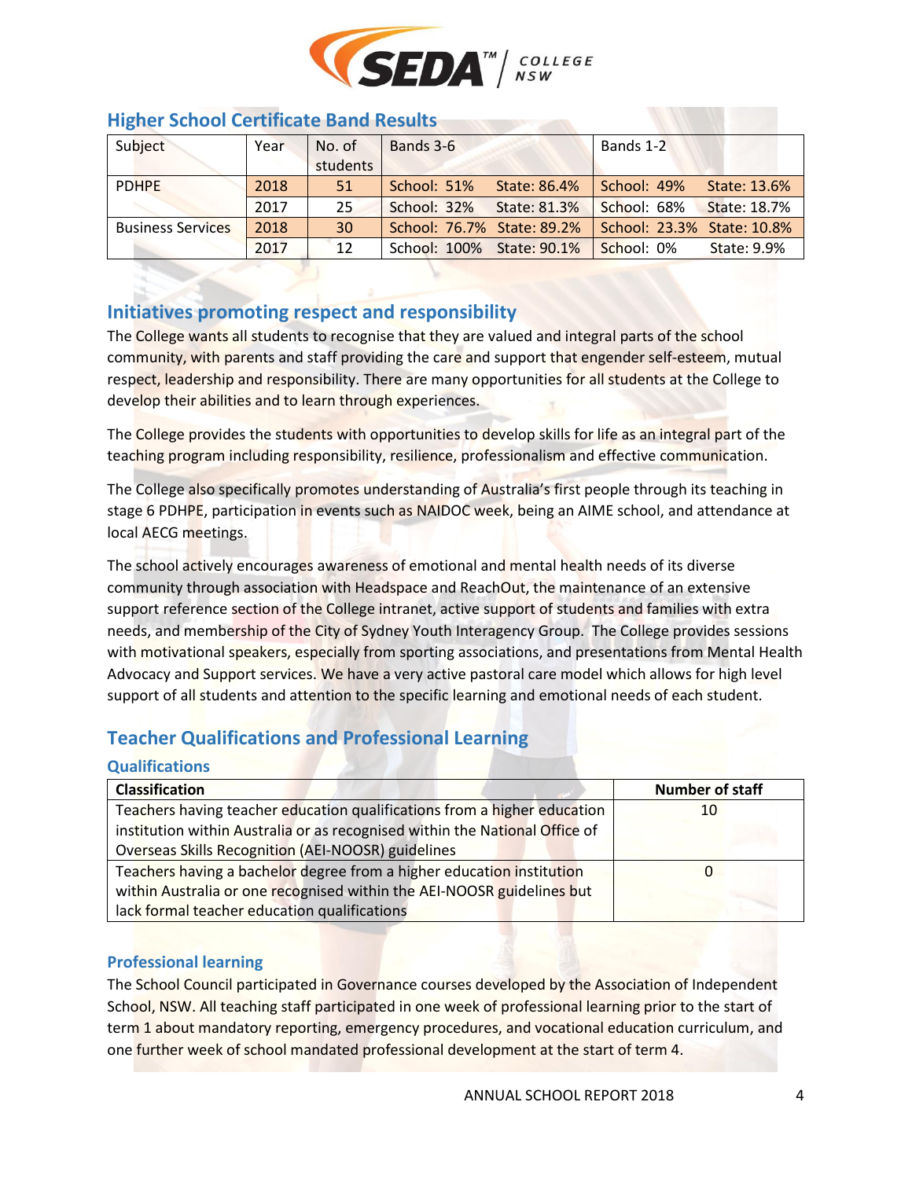## Higher School Certificate Band Results

| Subject | Year | No. of students | Bands 3-6 | | Bands 1-2 | |
|---|---|---|---|---|---|---|
| PDHPE | 2018 | 51 | School: 51% | State: 86.4% | School: 49% | State: 13.6% |
| | 2017 | 25 | School: 32% | State: 81.3% | School: 68% | State: 18.7% |
| Business Services | 2018 | 30 | School: 76.7% | State: 89.2% | School: 23.3% | State: 10.8% |
| | 2017 | 12 | School: 100% | State: 90.1% | School: 0% | State: 9.9% |

## Initiatives promoting respect and responsibility

The College wants all students to recognise that they are valued and integral parts of the school community, with parents and staff providing the care and support that engender self-esteem, mutual respect, leadership and responsibility. There are many opportunities for all students at the College to develop their abilities and to learn through experiences.

The College provides the students with opportunities to develop skills for life as an integral part of the teaching program including responsibility, resilience, professionalism and effective communication.

The College also specifically promotes understanding of Australia's first people through its teaching in stage 6 PDHPE, participation in events such as NAIDOC week, being an AIME school, and attendance at local AECG meetings.

The school actively encourages awareness of emotional and mental health needs of its diverse community through association with Headspace and ReachOut, the maintenance of an extensive support reference section of the College intranet, active support of students and families with extra needs, and membership of the City of Sydney Youth Interagency Group. The College provides sessions with motivational speakers, especially from sporting associations, and presentations from Mental Health Advocacy and Support services. We have a very active pastoral care model which allows for high level support of all students and attention to the specific learning and emotional needs of each student.

## Teacher Qualifications and Professional Learning

### Qualifications

| Classification | Number of staff |
|---|---|
| Teachers having teacher education qualifications from a higher education institution within Australia or as recognised within the National Office of Overseas Skills Recognition (AEI-NOOSR) guidelines | 10 |
| Teachers having a bachelor degree from a higher education institution within Australia or one recognised within the AEI-NOOSR guidelines but lack formal teacher education qualifications | 0 |

### Professional learning

The School Council participated in Governance courses developed by the Association of Independent School, NSW. All teaching staff participated in one week of professional learning prior to the start of term 1 about mandatory reporting, emergency procedures, and vocational education curriculum, and one further week of school mandated professional development at the start of term 4.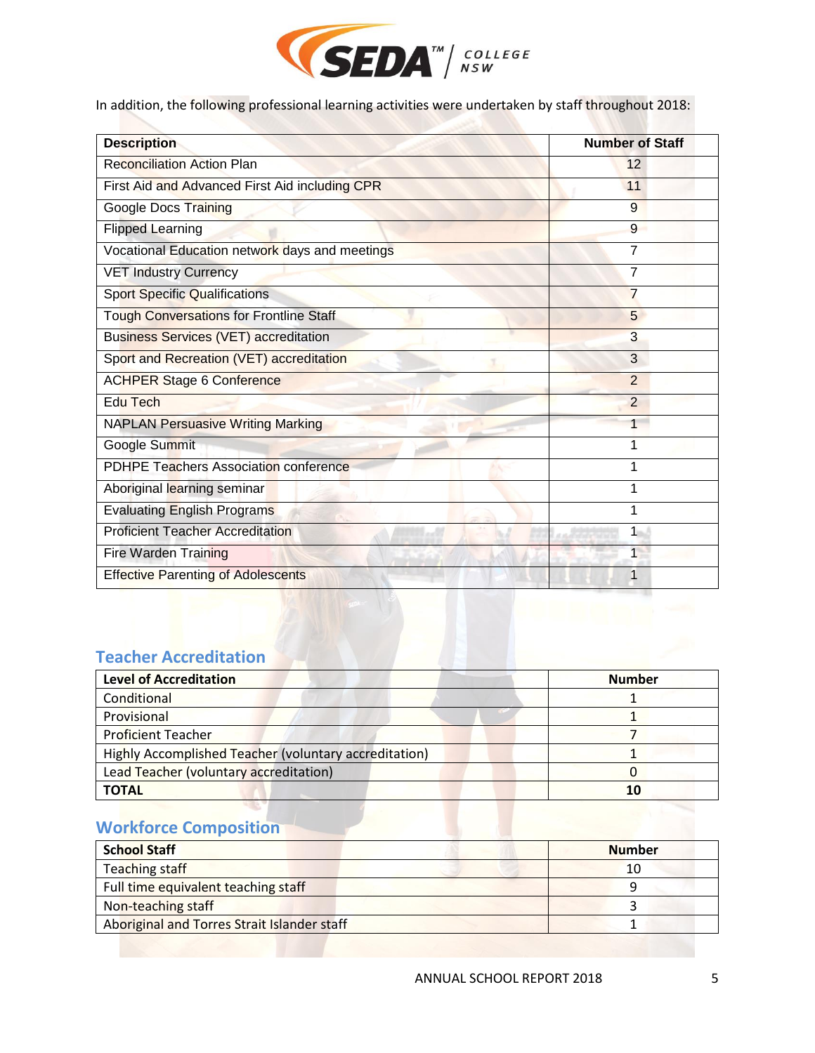In addition, the following professional learning activities were undertaken by staff throughout 2018:

| Description | Number of Staff |
|---|---|
| Reconciliation Action Plan | 12 |
| First Aid and Advanced First Aid including CPR | 11 |
| Google Docs Training | 9 |
| Flipped Learning | 9 |
| Vocational Education network days and meetings | 7 |
| VET Industry Currency | 7 |
| Sport Specific Qualifications | 7 |
| Tough Conversations for Frontline Staff | 5 |
| Business Services (VET) accreditation | 3 |
| Sport and Recreation (VET) accreditation | 3 |
| ACHPER Stage 6 Conference | 2 |
| Edu Tech | 2 |
| NAPLAN Persuasive Writing Marking | 1 |
| Google Summit | 1 |
| PDHPE Teachers Association conference | 1 |
| Aboriginal learning seminar | 1 |
| Evaluating English Programs | 1 |
| Proficient Teacher Accreditation | 1 |
| Fire Warden Training | 1 |
| Effective Parenting of Adolescents | 1 |

## Teacher Accreditation

| Level of Accreditation | Number |
|---|---|
| Conditional | 1 |
| Provisional | 1 |
| Proficient Teacher | 7 |
| Highly Accomplished Teacher (voluntary accreditation) | 1 |
| Lead Teacher (voluntary accreditation) | 0 |
| **TOTAL** | **10** |

## Workforce Composition

| School Staff | Number |
|---|---|
| Teaching staff | 10 |
| Full time equivalent teaching staff | 9 |
| Non-teaching staff | 3 |
| Aboriginal and Torres Strait Islander staff | 1 |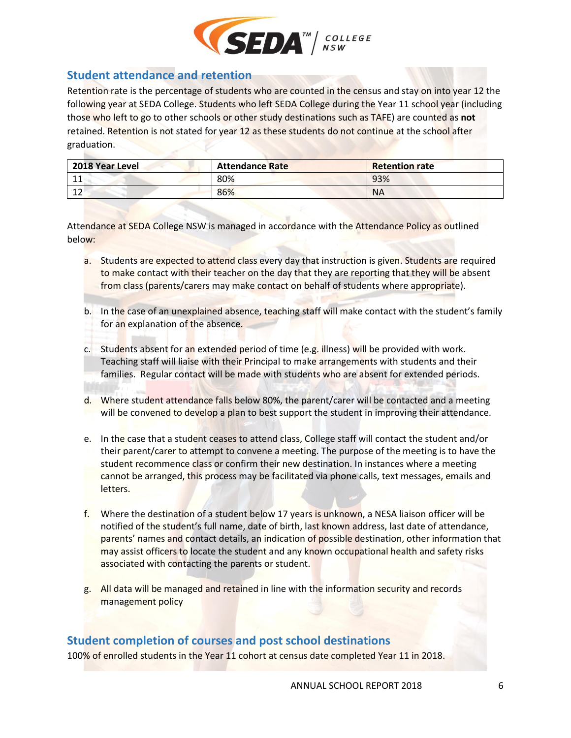## Student attendance and retention

Retention rate is the percentage of students who are counted in the census and stay on into year 12 the following year at SEDA College. Students who left SEDA College during the Year 11 school year (including those who left to go to other schools or other study destinations such as TAFE) are counted as **not** retained. Retention is not stated for year 12 as these students do not continue at the school after graduation.

| 2018 Year Level | Attendance Rate | Retention rate |
|---|---|---|
| 11 | 80% | 93% |
| 12 | 86% | NA |

Attendance at SEDA College NSW is managed in accordance with the Attendance Policy as outlined below:

a. Students are expected to attend class every day that instruction is given. Students are required to make contact with their teacher on the day that they are reporting that they will be absent from class (parents/carers may make contact on behalf of students where appropriate).

b. In the case of an unexplained absence, teaching staff will make contact with the student's family for an explanation of the absence.

c. Students absent for an extended period of time (e.g. illness) will be provided with work. Teaching staff will liaise with their Principal to make arrangements with students and their families. Regular contact will be made with students who are absent for extended periods.

d. Where student attendance falls below 80%, the parent/carer will be contacted and a meeting will be convened to develop a plan to best support the student in improving their attendance.

e. In the case that a student ceases to attend class, College staff will contact the student and/or their parent/carer to attempt to convene a meeting. The purpose of the meeting is to have the student recommence class or confirm their new destination. In instances where a meeting cannot be arranged, this process may be facilitated via phone calls, text messages, emails and letters.

f. Where the destination of a student below 17 years is unknown, a NESA liaison officer will be notified of the student's full name, date of birth, last known address, last date of attendance, parents' names and contact details, an indication of possible destination, other information that may assist officers to locate the student and any known occupational health and safety risks associated with contacting the parents or student.

g. All data will be managed and retained in line with the information security and records management policy

## Student completion of courses and post school destinations

100% of enrolled students in the Year 11 cohort at census date completed Year 11 in 2018.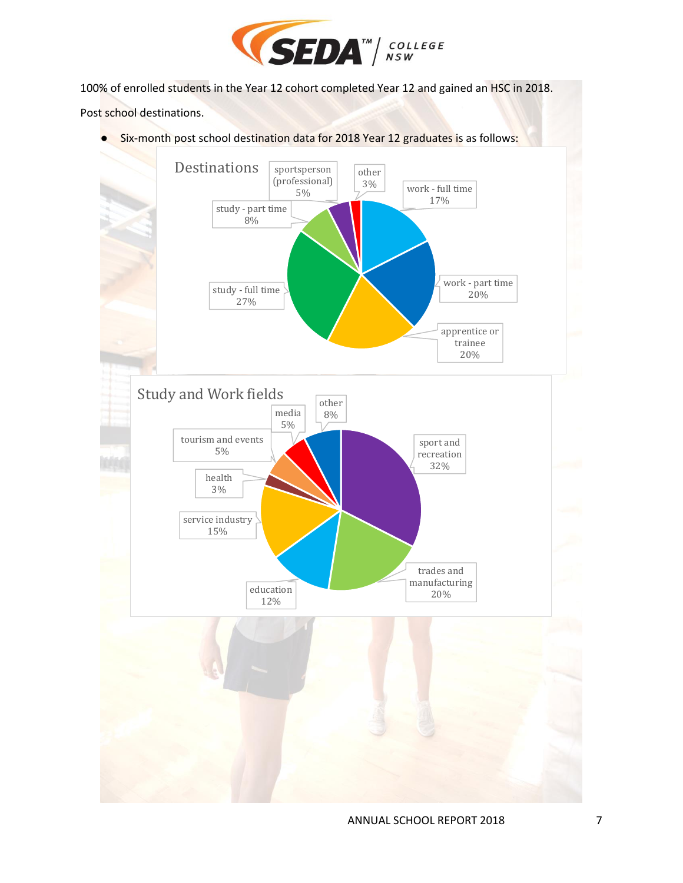100% of enrolled students in the Year 12 cohort completed Year 12 and gained an HSC in 2018.

Post school destinations.

- Six-month post school destination data for 2018 Year 12 graduates is as follows:

**Destinations**

| Destination | Percentage |
|---|---|
| work - full time | 17% |
| work - part time | 20% |
| apprentice or trainee | 20% |
| study - full time | 27% |
| study - part time | 8% |
| sportsperson (professional) | 5% |
| other | 3% |

**Study and Work fields**

| Field | Percentage |
|---|---|
| sport and recreation | 32% |
| trades and manufacturing | 20% |
| education | 12% |
| service industry | 15% |
| health | 3% |
| tourism and events | 5% |
| media | 5% |
| other | 8% |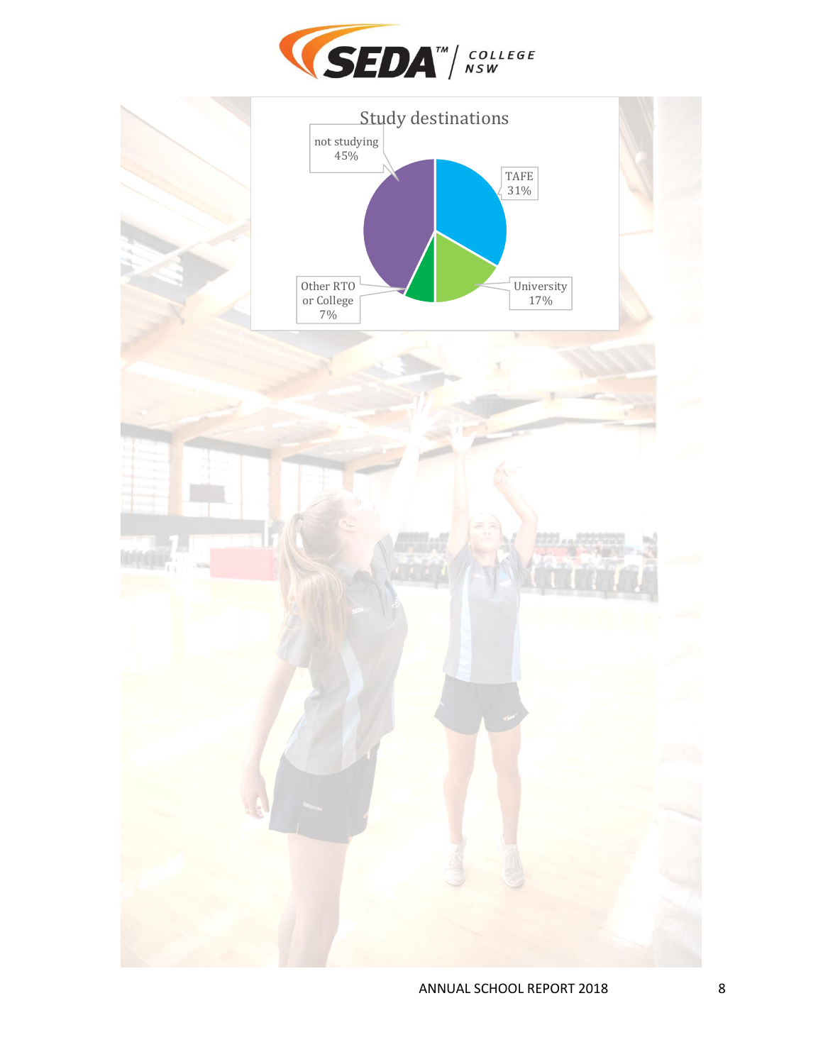Study destinations

| Destination | Percentage |
| --- | --- |
| not studying | 45% |
| TAFE | 31% |
| University | 17% |
| Other RTO or College | 7% |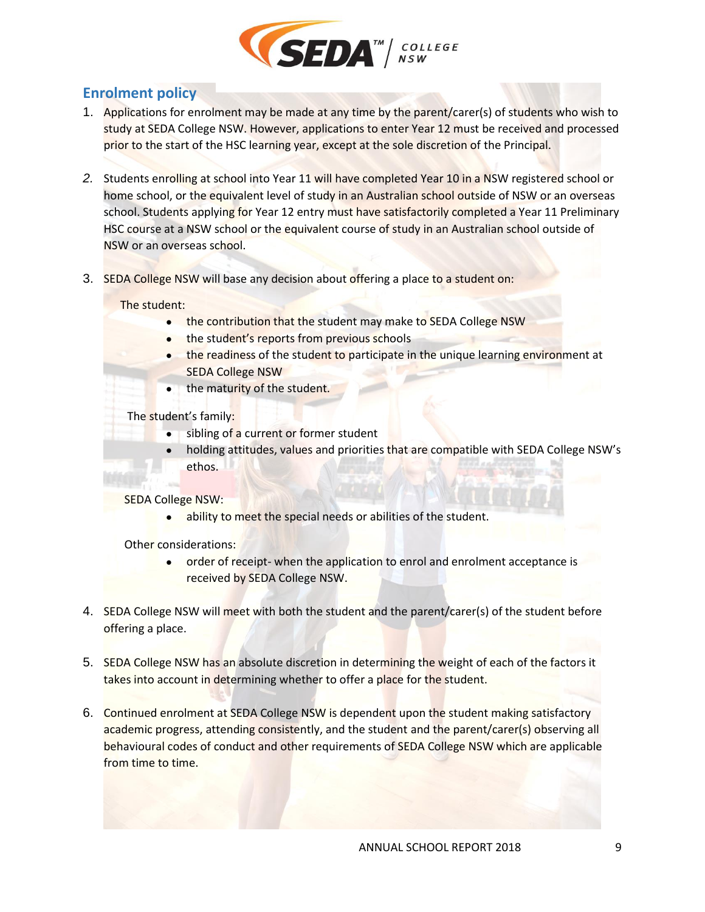## Enrolment policy

1. Applications for enrolment may be made at any time by the parent/carer(s) of students who wish to study at SEDA College NSW. However, applications to enter Year 12 must be received and processed prior to the start of the HSC learning year, except at the sole discretion of the Principal.

2. Students enrolling at school into Year 11 will have completed Year 10 in a NSW registered school or home school, or the equivalent level of study in an Australian school outside of NSW or an overseas school. Students applying for Year 12 entry must have satisfactorily completed a Year 11 Preliminary HSC course at a NSW school or the equivalent course of study in an Australian school outside of NSW or an overseas school.

3. SEDA College NSW will base any decision about offering a place to a student on:

   The student:
   - the contribution that the student may make to SEDA College NSW
   - the student's reports from previous schools
   - the readiness of the student to participate in the unique learning environment at SEDA College NSW
   - the maturity of the student.

   The student's family:
   - sibling of a current or former student
   - holding attitudes, values and priorities that are compatible with SEDA College NSW's ethos.

   SEDA College NSW:
   - ability to meet the special needs or abilities of the student.

   Other considerations:
   - order of receipt- when the application to enrol and enrolment acceptance is received by SEDA College NSW.

4. SEDA College NSW will meet with both the student and the parent/carer(s) of the student before offering a place.

5. SEDA College NSW has an absolute discretion in determining the weight of each of the factors it takes into account in determining whether to offer a place for the student.

6. Continued enrolment at SEDA College NSW is dependent upon the student making satisfactory academic progress, attending consistently, and the student and the parent/carer(s) observing all behavioural codes of conduct and other requirements of SEDA College NSW which are applicable from time to time.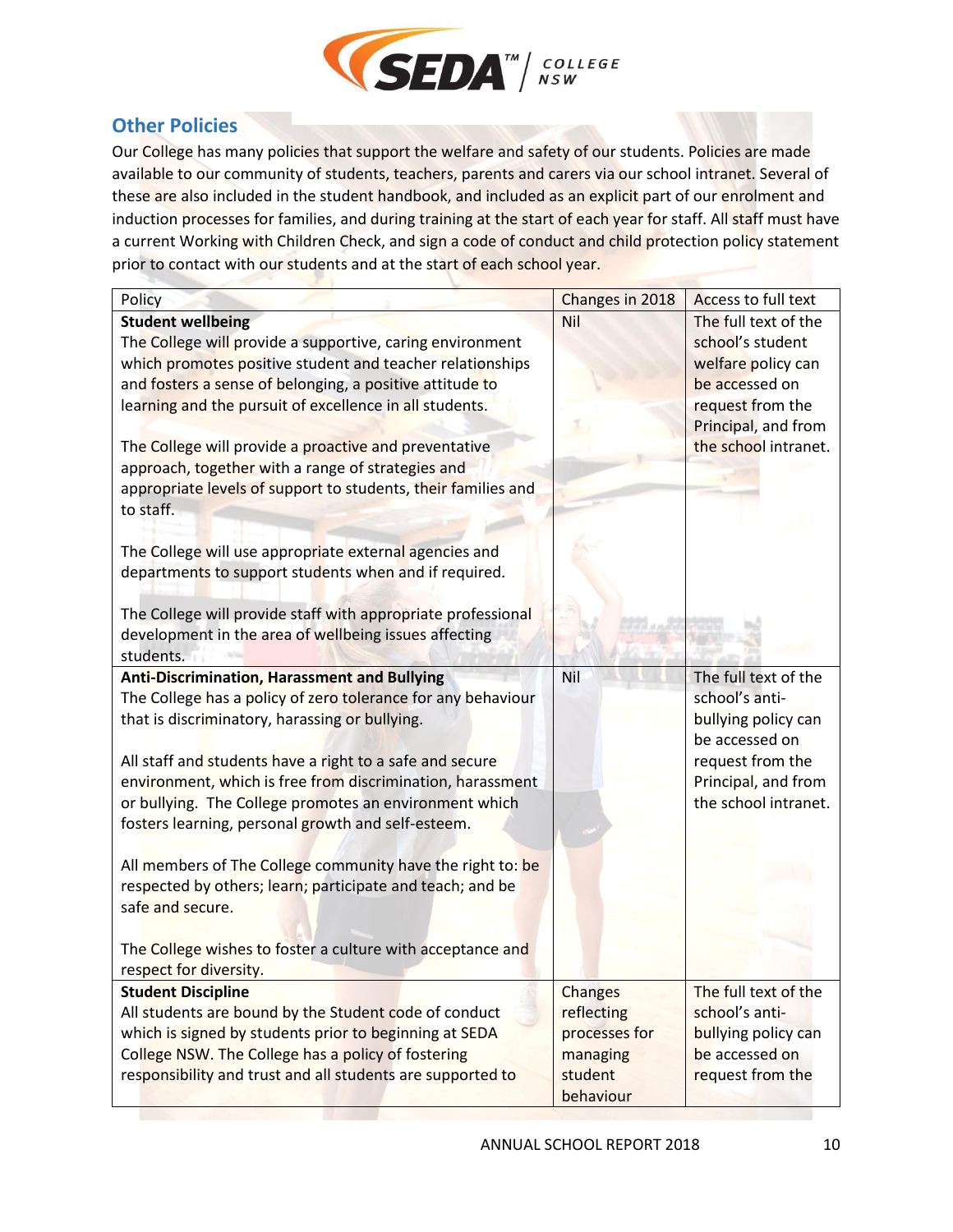## Other Policies

Our College has many policies that support the welfare and safety of our students. Policies are made available to our community of students, teachers, parents and carers via our school intranet. Several of these are also included in the student handbook, and included as an explicit part of our enrolment and induction processes for families, and during training at the start of each year for staff. All staff must have a current Working with Children Check, and sign a code of conduct and child protection policy statement prior to contact with our students and at the start of each school year.

| Policy | Changes in 2018 | Access to full text |
|---|---|---|
| **Student wellbeing**<br>The College will provide a supportive, caring environment which promotes positive student and teacher relationships and fosters a sense of belonging, a positive attitude to learning and the pursuit of excellence in all students.<br><br>The College will provide a proactive and preventative approach, together with a range of strategies and appropriate levels of support to students, their families and to staff.<br><br>The College will use appropriate external agencies and departments to support students when and if required.<br><br>The College will provide staff with appropriate professional development in the area of wellbeing issues affecting students. | Nil | The full text of the school's student welfare policy can be accessed on request from the Principal, and from the school intranet. |
| **Anti-Discrimination, Harassment and Bullying**<br>The College has a policy of zero tolerance for any behaviour that is discriminatory, harassing or bullying.<br><br>All staff and students have a right to a safe and secure environment, which is free from discrimination, harassment or bullying. The College promotes an environment which fosters learning, personal growth and self-esteem.<br><br>All members of The College community have the right to: be respected by others; learn; participate and teach; and be safe and secure.<br><br>The College wishes to foster a culture with acceptance and respect for diversity. | Nil | The full text of the school's anti-bullying policy can be accessed on request from the Principal, and from the school intranet. |
| **Student Discipline**<br>All students are bound by the Student code of conduct which is signed by students prior to beginning at SEDA College NSW. The College has a policy of fostering responsibility and trust and all students are supported to | Changes reflecting processes for managing student behaviour | The full text of the school's anti-bullying policy can be accessed on request from the |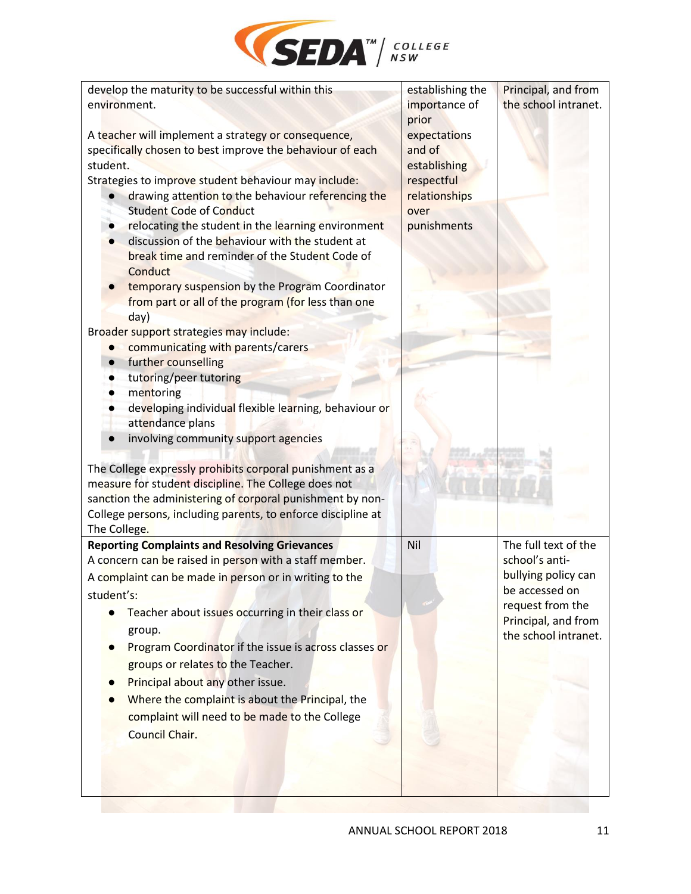| | | |
|---|---|---|
| develop the maturity to be successful within this environment.<br><br>A teacher will implement a strategy or consequence, specifically chosen to best improve the behaviour of each student.<br>Strategies to improve student behaviour may include:<br>● drawing attention to the behaviour referencing the Student Code of Conduct<br>● relocating the student in the learning environment<br>● discussion of the behaviour with the student at break time and reminder of the Student Code of Conduct<br>● temporary suspension by the Program Coordinator from part or all of the program (for less than one day)<br>Broader support strategies may include:<br>● communicating with parents/carers<br>● further counselling<br>● tutoring/peer tutoring<br>● mentoring<br>● developing individual flexible learning, behaviour or attendance plans<br>● involving community support agencies<br><br>The College expressly prohibits corporal punishment as a measure for student discipline. The College does not sanction the administering of corporal punishment by non-College persons, including parents, to enforce discipline at The College. | establishing the importance of prior expectations and of establishing respectful relationships over punishments | Principal, and from the school intranet. |
| **Reporting Complaints and Resolving Grievances**<br>A concern can be raised in person with a staff member.<br>A complaint can be made in person or in writing to the student's:<br>● Teacher about issues occurring in their class or group.<br>● Program Coordinator if the issue is across classes or groups or relates to the Teacher.<br>● Principal about any other issue.<br>● Where the complaint is about the Principal, the complaint will need to be made to the College Council Chair. | Nil | The full text of the school's anti-bullying policy can be accessed on request from the Principal, and from the school intranet. |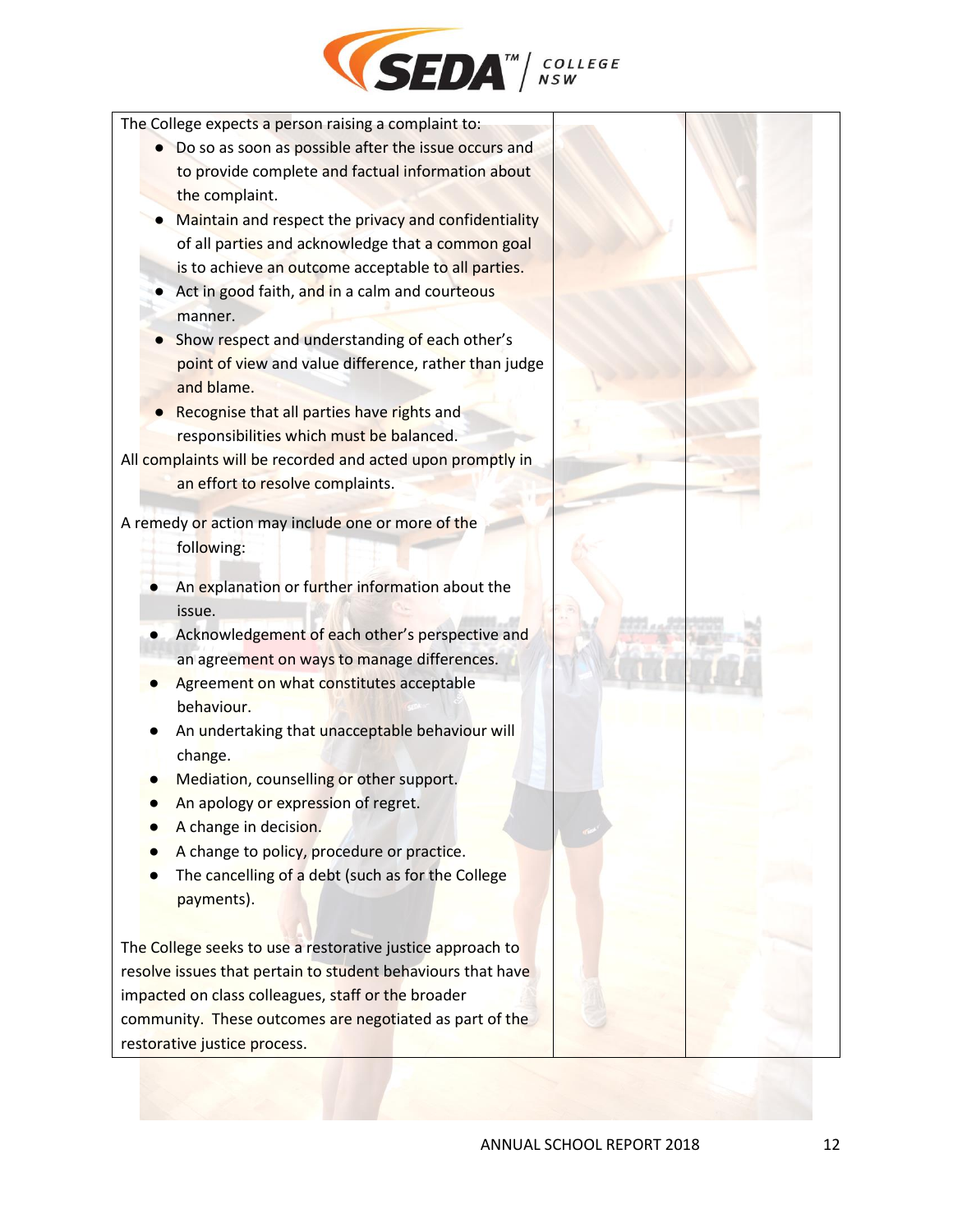The College expects a person raising a complaint to:

- Do so as soon as possible after the issue occurs and to provide complete and factual information about the complaint.
- Maintain and respect the privacy and confidentiality of all parties and acknowledge that a common goal is to achieve an outcome acceptable to all parties.
- Act in good faith, and in a calm and courteous manner.
- Show respect and understanding of each other's point of view and value difference, rather than judge and blame.
- Recognise that all parties have rights and responsibilities which must be balanced.

All complaints will be recorded and acted upon promptly in an effort to resolve complaints.

A remedy or action may include one or more of the following:

- An explanation or further information about the issue.
- Acknowledgement of each other's perspective and an agreement on ways to manage differences.
- Agreement on what constitutes acceptable behaviour.
- An undertaking that unacceptable behaviour will change.
- Mediation, counselling or other support.
- An apology or expression of regret.
- A change in decision.
- A change to policy, procedure or practice.
- The cancelling of a debt (such as for the College payments).

The College seeks to use a restorative justice approach to resolve issues that pertain to student behaviours that have impacted on class colleagues, staff or the broader community. These outcomes are negotiated as part of the restorative justice process.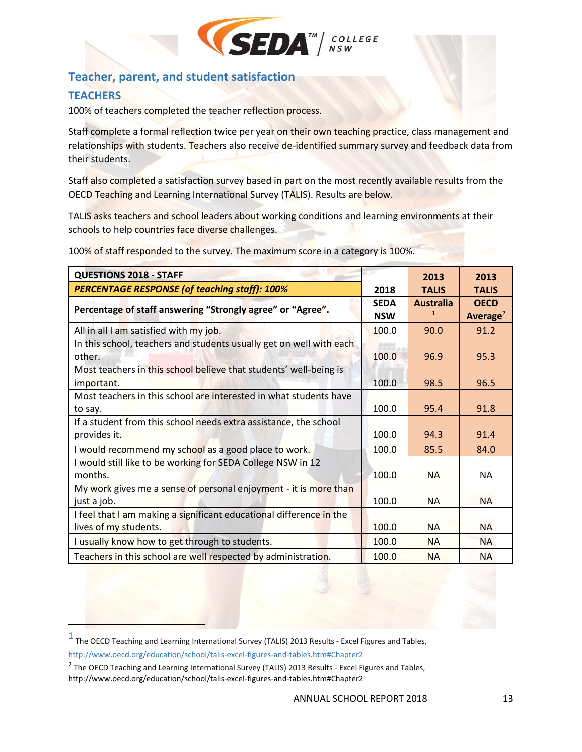## Teacher, parent, and student satisfaction

### TEACHERS

100% of teachers completed the teacher reflection process.

Staff complete a formal reflection twice per year on their own teaching practice, class management and relationships with students. Teachers also receive de-identified summary survey and feedback data from their students.

Staff also completed a satisfaction survey based in part on the most recently available results from the OECD Teaching and Learning International Survey (TALIS). Results are below.

TALIS asks teachers and school leaders about working conditions and learning environments at their schools to help countries face diverse challenges.

100% of staff responded to the survey. The maximum score in a category is 100%.

| QUESTIONS 2018 - STAFF<br>*PERCENTAGE RESPONSE (of teaching staff): 100%*<br>**Percentage of staff answering "Strongly agree" or "Agree".** | **2018 SEDA NSW** | **2013 TALIS Australia** [1] | **2013 TALIS OECD Average** [2] |
|---|---|---|---|
| All in all I am satisfied with my job. | 100.0 | 90.0 | 91.2 |
| In this school, teachers and students usually get on well with each other. | 100.0 | 96.9 | 95.3 |
| Most teachers in this school believe that students' well-being is important. | 100.0 | 98.5 | 96.5 |
| Most teachers in this school are interested in what students have to say. | 100.0 | 95.4 | 91.8 |
| If a student from this school needs extra assistance, the school provides it. | 100.0 | 94.3 | 91.4 |
| I would recommend my school as a good place to work. | 100.0 | 85.5 | 84.0 |
| I would still like to be working for SEDA College NSW in 12 months. | 100.0 | NA | NA |
| My work gives me a sense of personal enjoyment - it is more than just a job. | 100.0 | NA | NA |
| I feel that I am making a significant educational difference in the lives of my students. | 100.0 | NA | NA |
| I usually know how to get through to students. | 100.0 | NA | NA |
| Teachers in this school are well respected by administration. | 100.0 | NA | NA |

[1] The OECD Teaching and Learning International Survey (TALIS) 2013 Results - Excel Figures and Tables, http://www.oecd.org/education/school/talis-excel-figures-and-tables.htm#Chapter2

[2] The OECD Teaching and Learning International Survey (TALIS) 2013 Results - Excel Figures and Tables, http://www.oecd.org/education/school/talis-excel-figures-and-tables.htm#Chapter2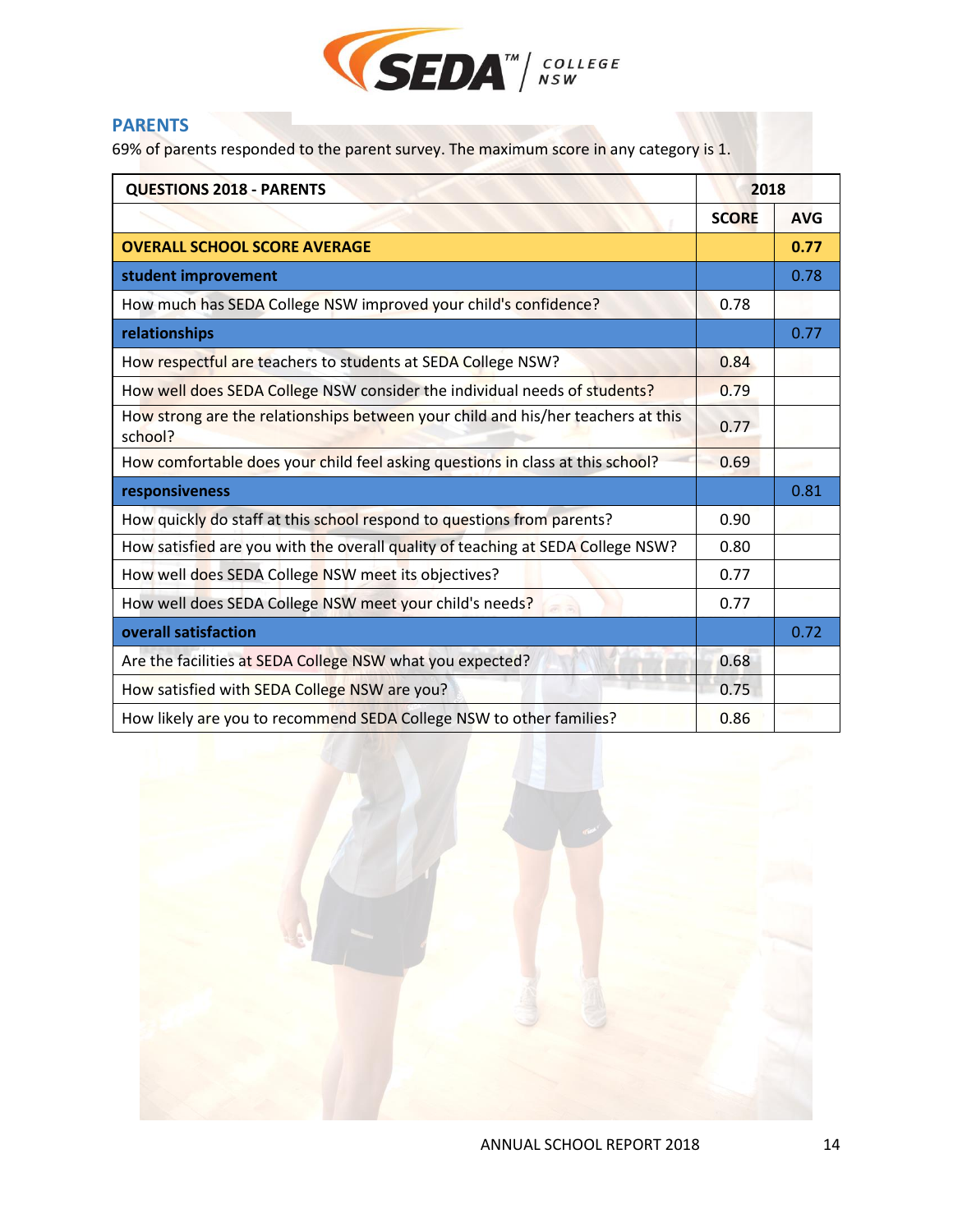## PARENTS

69% of parents responded to the parent survey. The maximum score in any category is 1.

| QUESTIONS 2018 - PARENTS | 2018 | |
|---|---|---|
| | **SCORE** | **AVG** |
| **OVERALL SCHOOL SCORE AVERAGE** | | **0.77** |
| **student improvement** | | 0.78 |
| How much has SEDA College NSW improved your child's confidence? | 0.78 | |
| **relationships** | | 0.77 |
| How respectful are teachers to students at SEDA College NSW? | 0.84 | |
| How well does SEDA College NSW consider the individual needs of students? | 0.79 | |
| How strong are the relationships between your child and his/her teachers at this school? | 0.77 | |
| How comfortable does your child feel asking questions in class at this school? | 0.69 | |
| **responsiveness** | | 0.81 |
| How quickly do staff at this school respond to questions from parents? | 0.90 | |
| How satisfied are you with the overall quality of teaching at SEDA College NSW? | 0.80 | |
| How well does SEDA College NSW meet its objectives? | 0.77 | |
| How well does SEDA College NSW meet your child's needs? | 0.77 | |
| **overall satisfaction** | | 0.72 |
| Are the facilities at SEDA College NSW what you expected? | 0.68 | |
| How satisfied with SEDA College NSW are you? | 0.75 | |
| How likely are you to recommend SEDA College NSW to other families? | 0.86 | |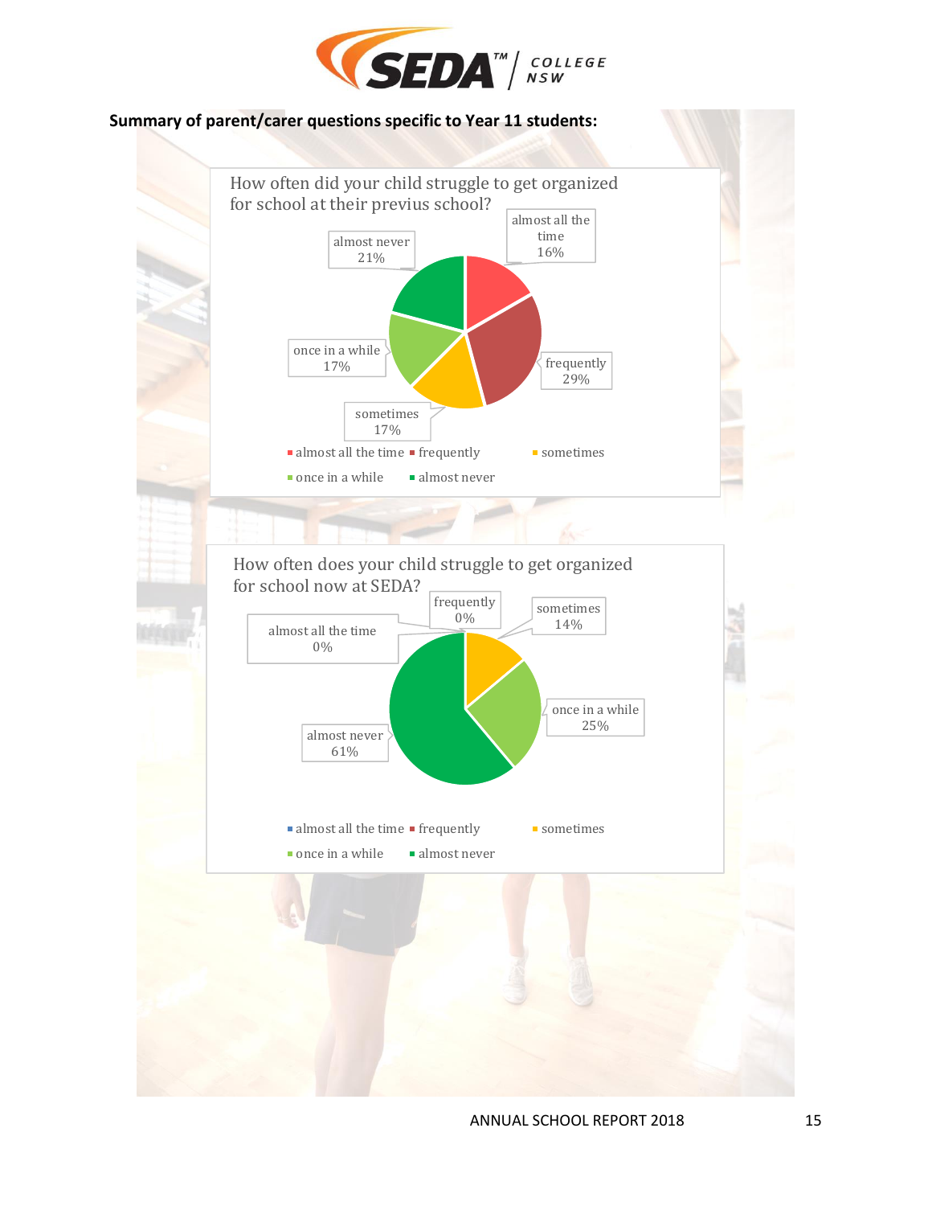**Summary of parent/carer questions specific to Year 11 students:**

How often did your child struggle to get organized for school at their previus school?

| Response | Percentage |
|---|---|
| almost all the time | 16% |
| frequently | 29% |
| sometimes | 17% |
| once in a while | 17% |
| almost never | 21% |

How often does your child struggle to get organized for school now at SEDA?

| Response | Percentage |
|---|---|
| almost all the time | 0% |
| frequently | 0% |
| sometimes | 14% |
| once in a while | 25% |
| almost never | 61% |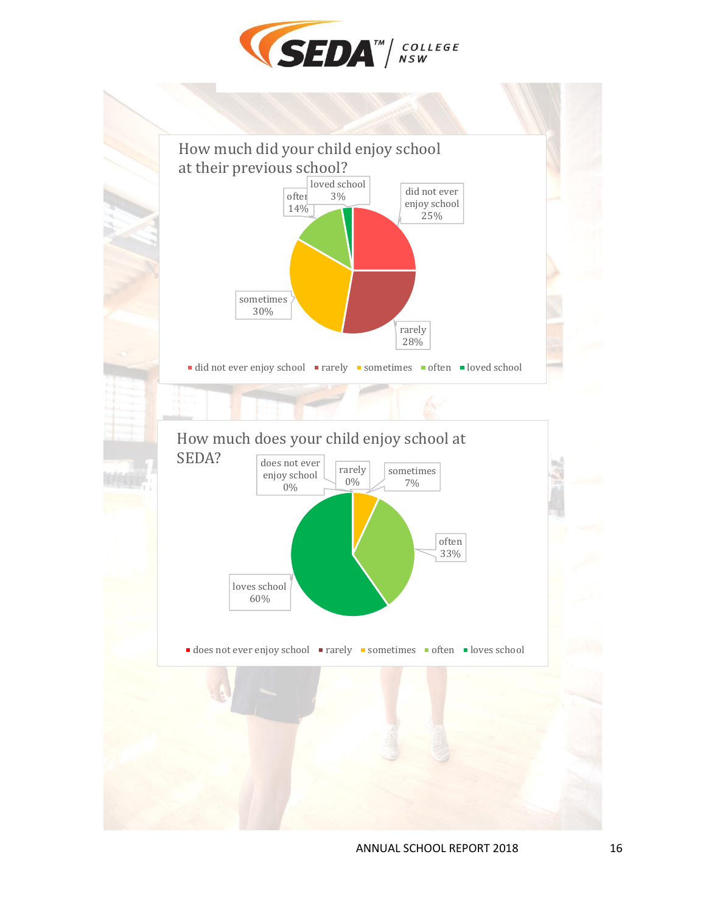How much did your child enjoy school at their previous school?

| Response | Percentage |
| --- | --- |
| did not ever enjoy school | 25% |
| rarely | 28% |
| sometimes | 30% |
| often | 14% |
| loved school | 3% |

How much does your child enjoy school at SEDA?

| Response | Percentage |
| --- | --- |
| does not ever enjoy school | 0% |
| rarely | 0% |
| sometimes | 7% |
| often | 33% |
| loves school | 60% |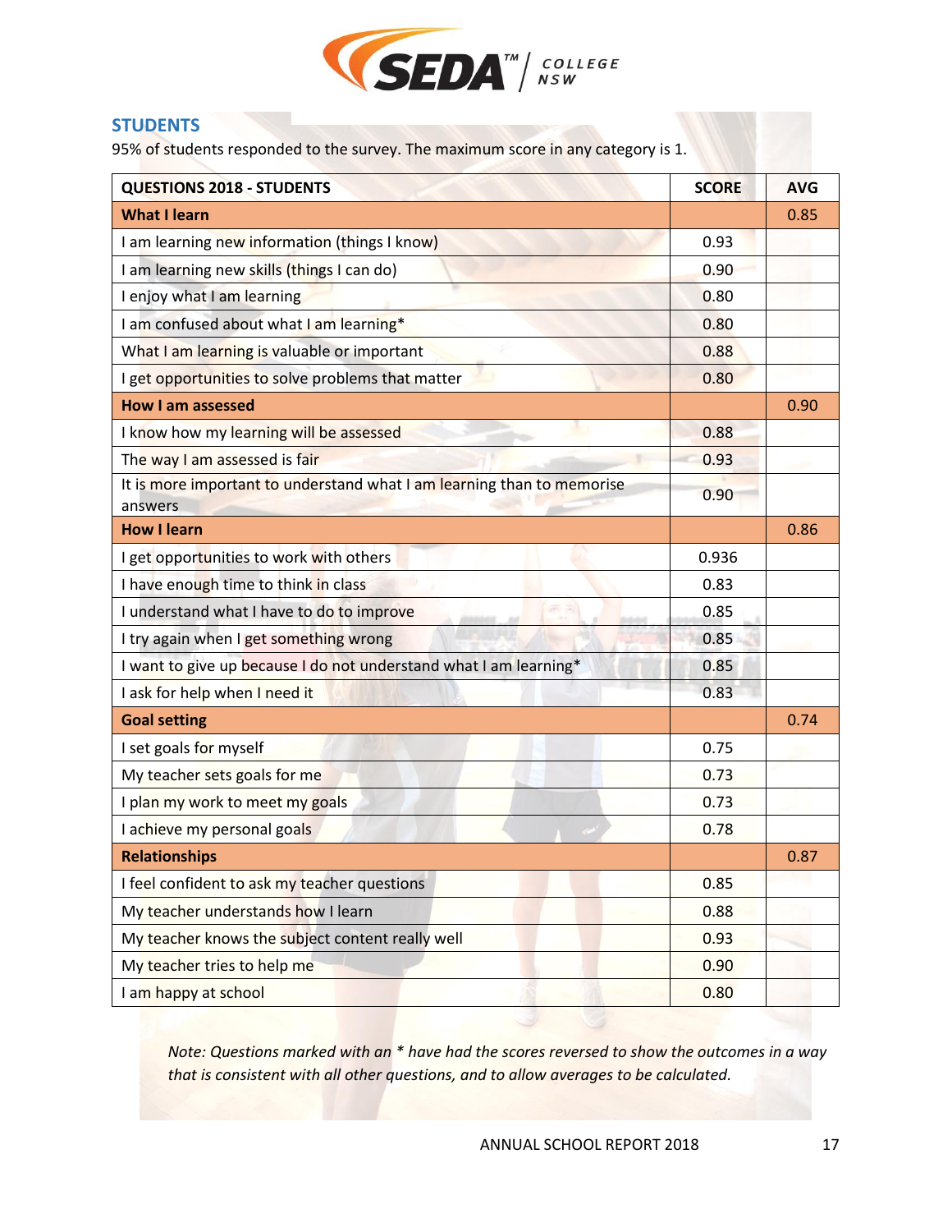## STUDENTS

95% of students responded to the survey. The maximum score in any category is 1.

| QUESTIONS 2018 - STUDENTS | SCORE | AVG |
|---|---|---|
| **What I learn** | | 0.85 |
| I am learning new information (things I know) | 0.93 | |
| I am learning new skills (things I can do) | 0.90 | |
| I enjoy what I am learning | 0.80 | |
| I am confused about what I am learning* | 0.80 | |
| What I am learning is valuable or important | 0.88 | |
| I get opportunities to solve problems that matter | 0.80 | |
| **How I am assessed** | | 0.90 |
| I know how my learning will be assessed | 0.88 | |
| The way I am assessed is fair | 0.93 | |
| It is more important to understand what I am learning than to memorise answers | 0.90 | |
| **How I learn** | | 0.86 |
| I get opportunities to work with others | 0.936 | |
| I have enough time to think in class | 0.83 | |
| I understand what I have to do to improve | 0.85 | |
| I try again when I get something wrong | 0.85 | |
| I want to give up because I do not understand what I am learning* | 0.85 | |
| I ask for help when I need it | 0.83 | |
| **Goal setting** | | 0.74 |
| I set goals for myself | 0.75 | |
| My teacher sets goals for me | 0.73 | |
| I plan my work to meet my goals | 0.73 | |
| I achieve my personal goals | 0.78 | |
| **Relationships** | | 0.87 |
| I feel confident to ask my teacher questions | 0.85 | |
| My teacher understands how I learn | 0.88 | |
| My teacher knows the subject content really well | 0.93 | |
| My teacher tries to help me | 0.90 | |
| I am happy at school | 0.80 | |

*Note: Questions marked with an * have had the scores reversed to show the outcomes in a way that is consistent with all other questions, and to allow averages to be calculated.*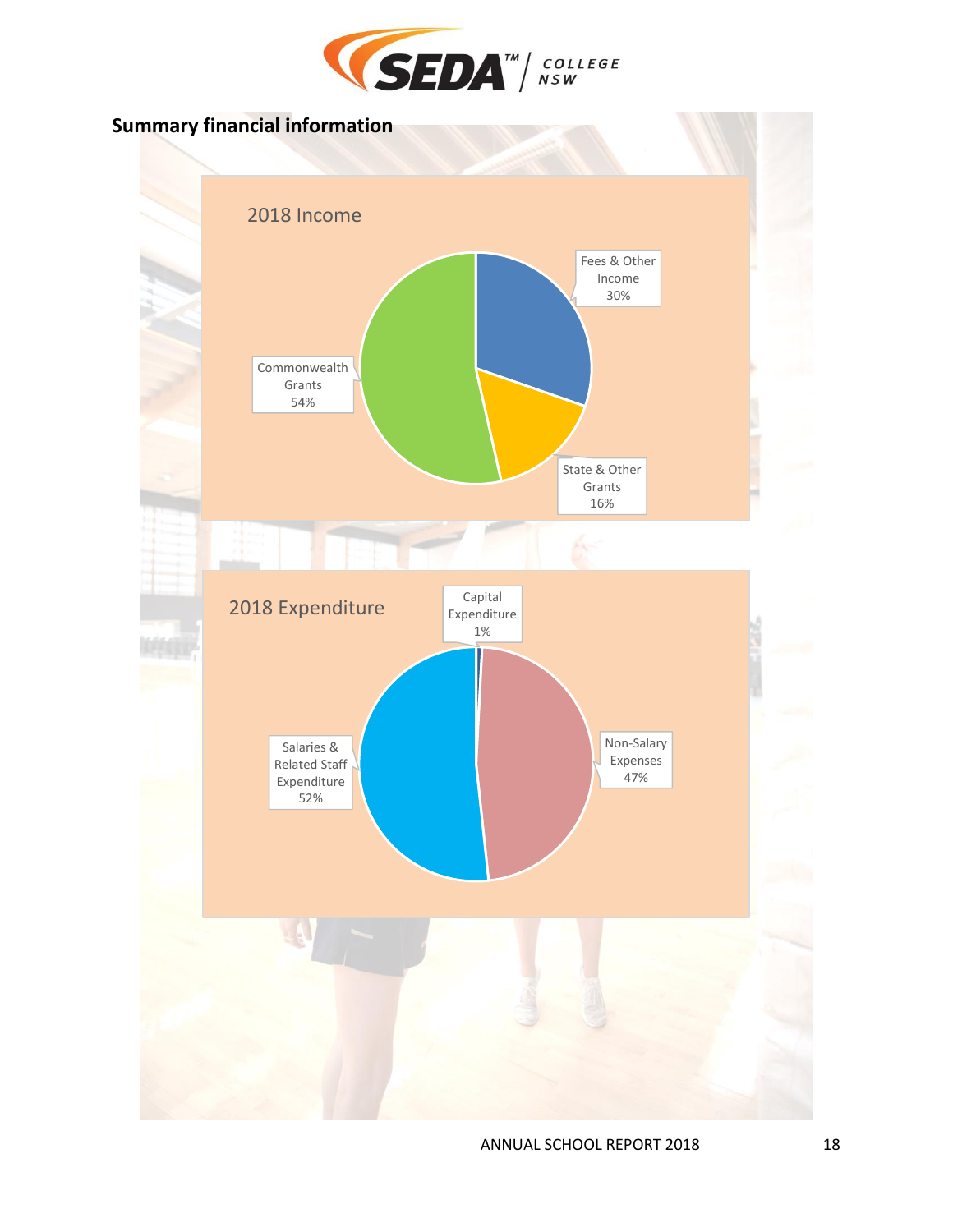## Summary financial information

### 2018 Income

| Category | Percentage |
|---|---|
| Fees & Other Income | 30% |
| State & Other Grants | 16% |
| Commonwealth Grants | 54% |

### 2018 Expenditure

| Category | Percentage |
|---|---|
| Capital Expenditure | 1% |
| Non-Salary Expenses | 47% |
| Salaries & Related Staff Expenditure | 52% |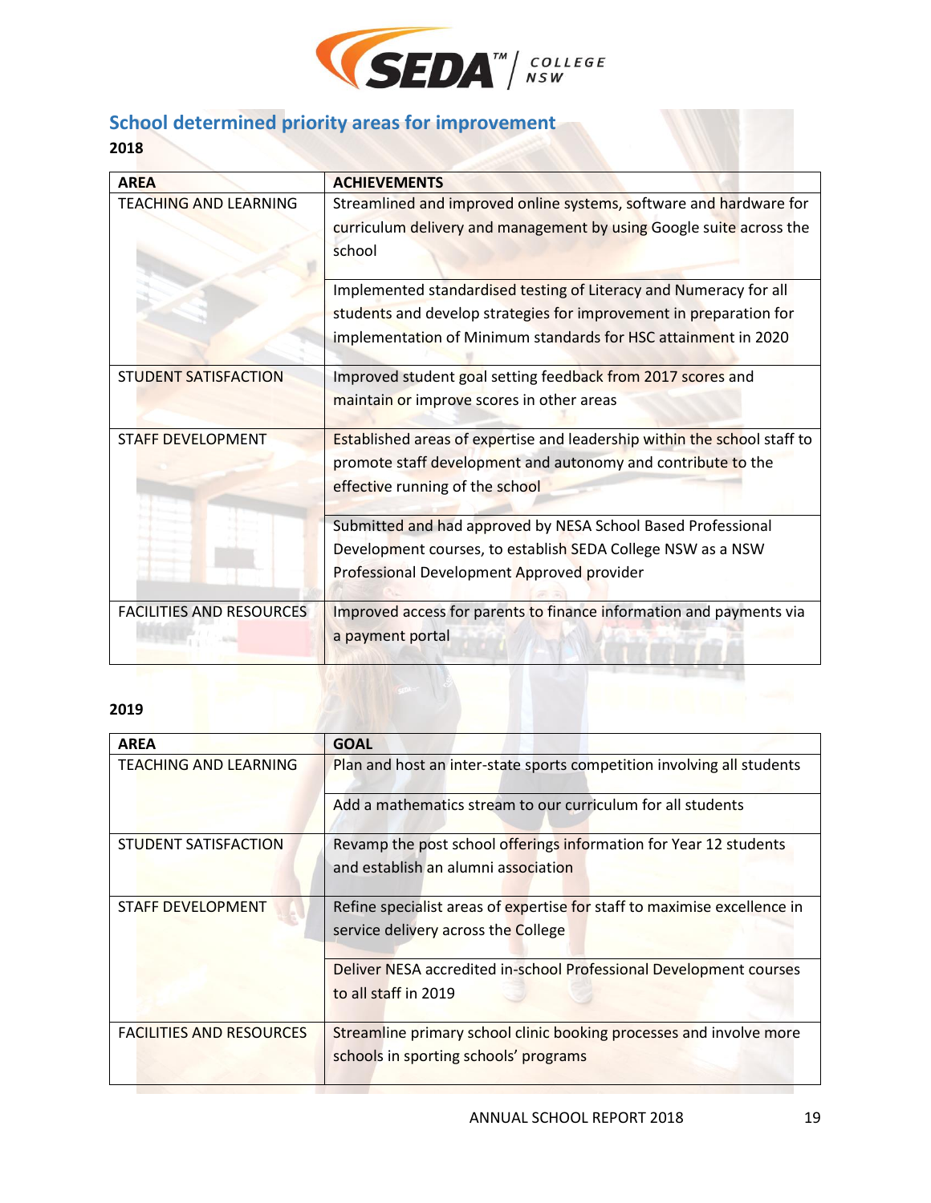## School determined priority areas for improvement

**2018**

| AREA | ACHIEVEMENTS |
|---|---|
| TEACHING AND LEARNING | Streamlined and improved online systems, software and hardware for curriculum delivery and management by using Google suite across the school |
| | Implemented standardised testing of Literacy and Numeracy for all students and develop strategies for improvement in preparation for implementation of Minimum standards for HSC attainment in 2020 |
| STUDENT SATISFACTION | Improved student goal setting feedback from 2017 scores and maintain or improve scores in other areas |
| STAFF DEVELOPMENT | Established areas of expertise and leadership within the school staff to promote staff development and autonomy and contribute to the effective running of the school |
| | Submitted and had approved by NESA School Based Professional Development courses, to establish SEDA College NSW as a NSW Professional Development Approved provider |
| FACILITIES AND RESOURCES | Improved access for parents to finance information and payments via a payment portal |

**2019**

| AREA | GOAL |
|---|---|
| TEACHING AND LEARNING | Plan and host an inter-state sports competition involving all students |
| | Add a mathematics stream to our curriculum for all students |
| STUDENT SATISFACTION | Revamp the post school offerings information for Year 12 students and establish an alumni association |
| STAFF DEVELOPMENT | Refine specialist areas of expertise for staff to maximise excellence in service delivery across the College |
| | Deliver NESA accredited in-school Professional Development courses to all staff in 2019 |
| FACILITIES AND RESOURCES | Streamline primary school clinic booking processes and involve more schools in sporting schools' programs |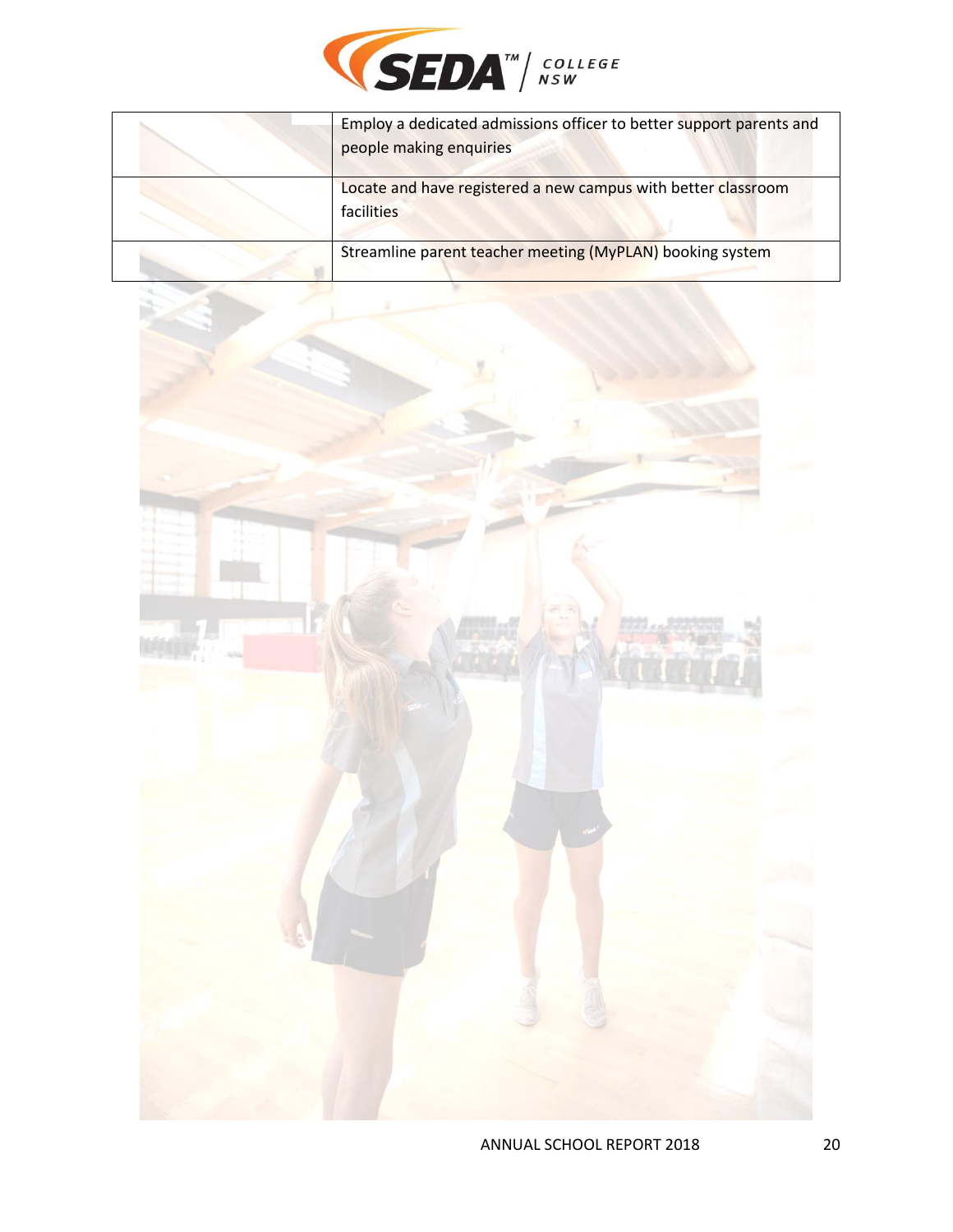| | |
|---|---|
| | Employ a dedicated admissions officer to better support parents and people making enquiries |
| | Locate and have registered a new campus with better classroom facilities |
| | Streamline parent teacher meeting (MyPLAN) booking system |